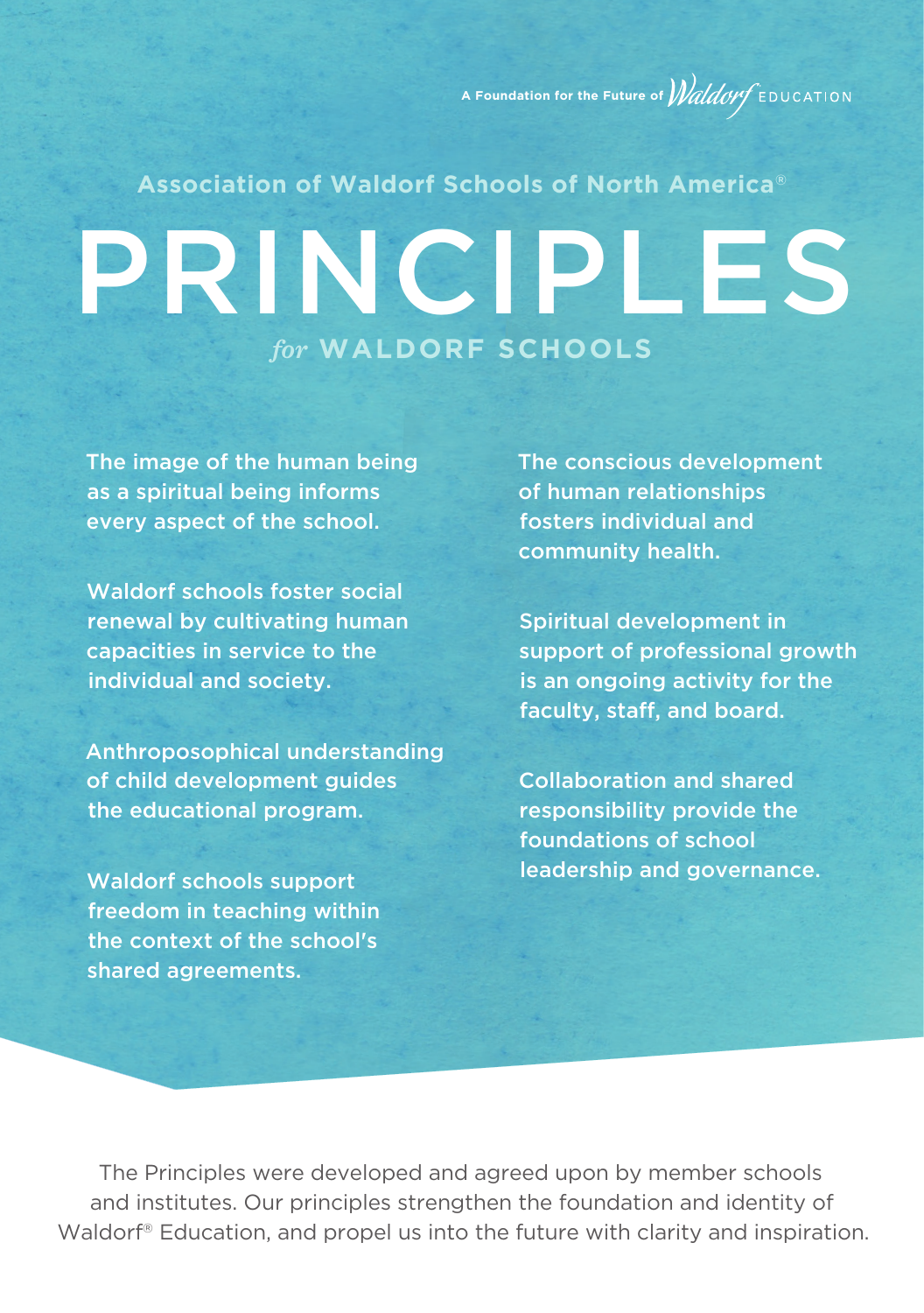A Foundation for the Future of Waldorf EDUCATION

Association of Waldorf Schools of North America®

# PRINCIPLES

## *for* WALDORF SCHOOLS

The image of the human being as a spiritual being informs every aspect of the school.

Waldorf schools foster social renewal by cultivating human capacities in service to the individual and society.

Anthroposophical understanding of child development guides the educational program.

Waldorf schools support freedom in teaching within the context of the school's shared agreements.

The conscious development of human relationships fosters individual and community health.

Spiritual development in support of professional growth is an ongoing activity for the faculty, staff, and board.

Collaboration and shared responsibility provide the foundations of school leadership and governance.

The Principles were developed and agreed upon by member schools and institutes. Our principles strengthen the foundation and identity of Waldorf® Education, and propel us into the future with clarity and inspiration.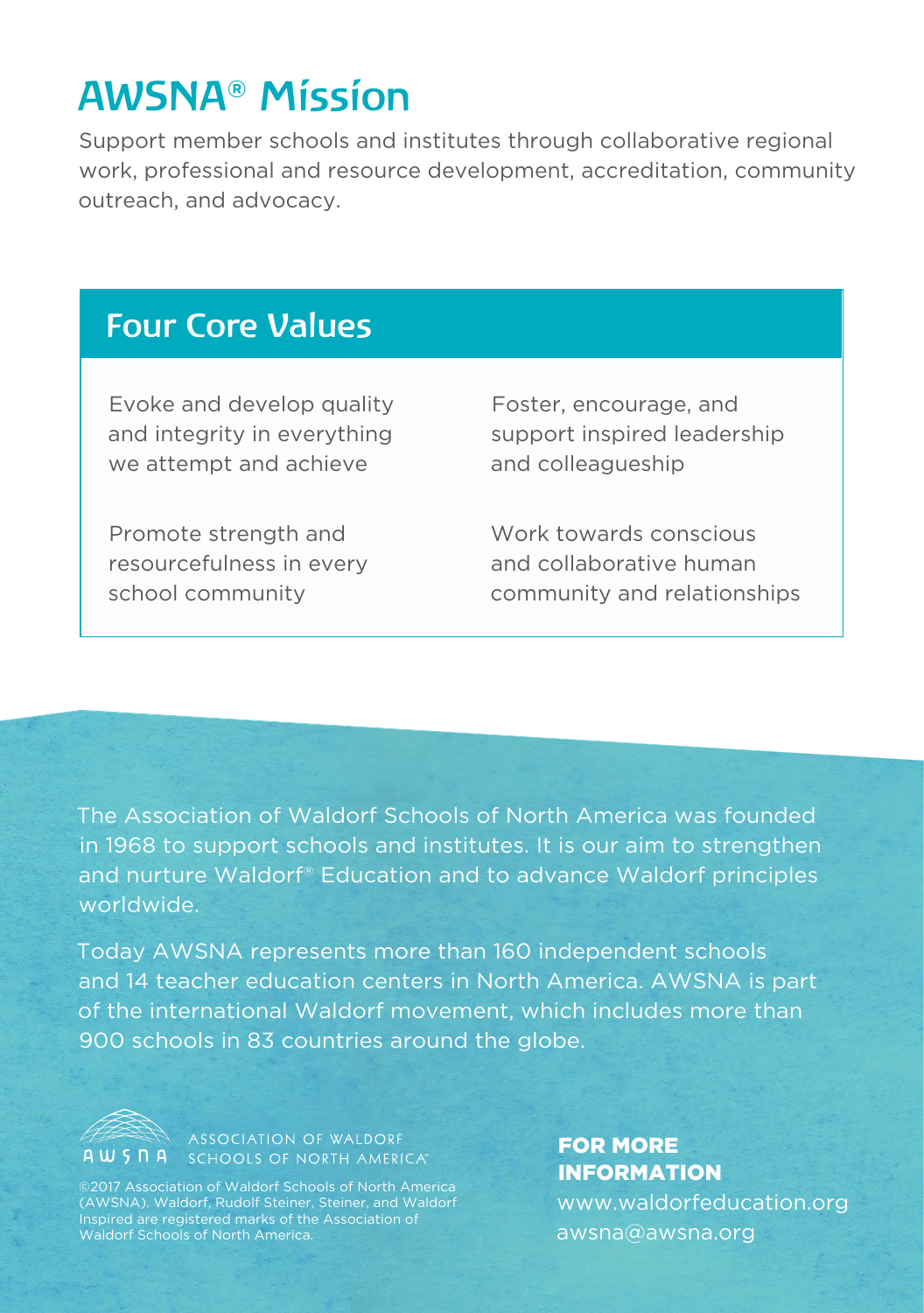# AWSNA® Mission

Support member schools and institutes through collaborative regional work, professional and resource development, accreditation, community outreach, and advocacy.

## Four Core Values

- Evoke and develop quality and integrity in everything we attempt and achieve
- Foster, encourage, and support inspired leadership and colleagueship
- Promote strength and resourcefulness in every school community
- Work towards conscious and collaborative human community and relationships

The Association of Waldorf Schools of North America was founded in 1968 to support schools and institutes. It is our aim to strengthen and nurture Waldorf® Education and to advance Waldorf principles worldwide.

Today AWSNA represents more than 160 independent schools and 14 teacher education centers in North America. AWSNA is part of the international Waldorf movement, which includes more than 900 schools in 83 countries around the globe.

AWSNA ASSOCIATION OF WALDORF SCHOOLS OF NORTH AMERICA™

©2017 Association of Waldorf Schools of North America (AWSNA). Waldorf, Rudolf Steiner, Steiner, and Waldorf Inspired are registered marks of the Association of Waldorf Schools of North America.

**FOR MORE INFORMATION**

www.waldorfeducation.org

awsna@awsna.org